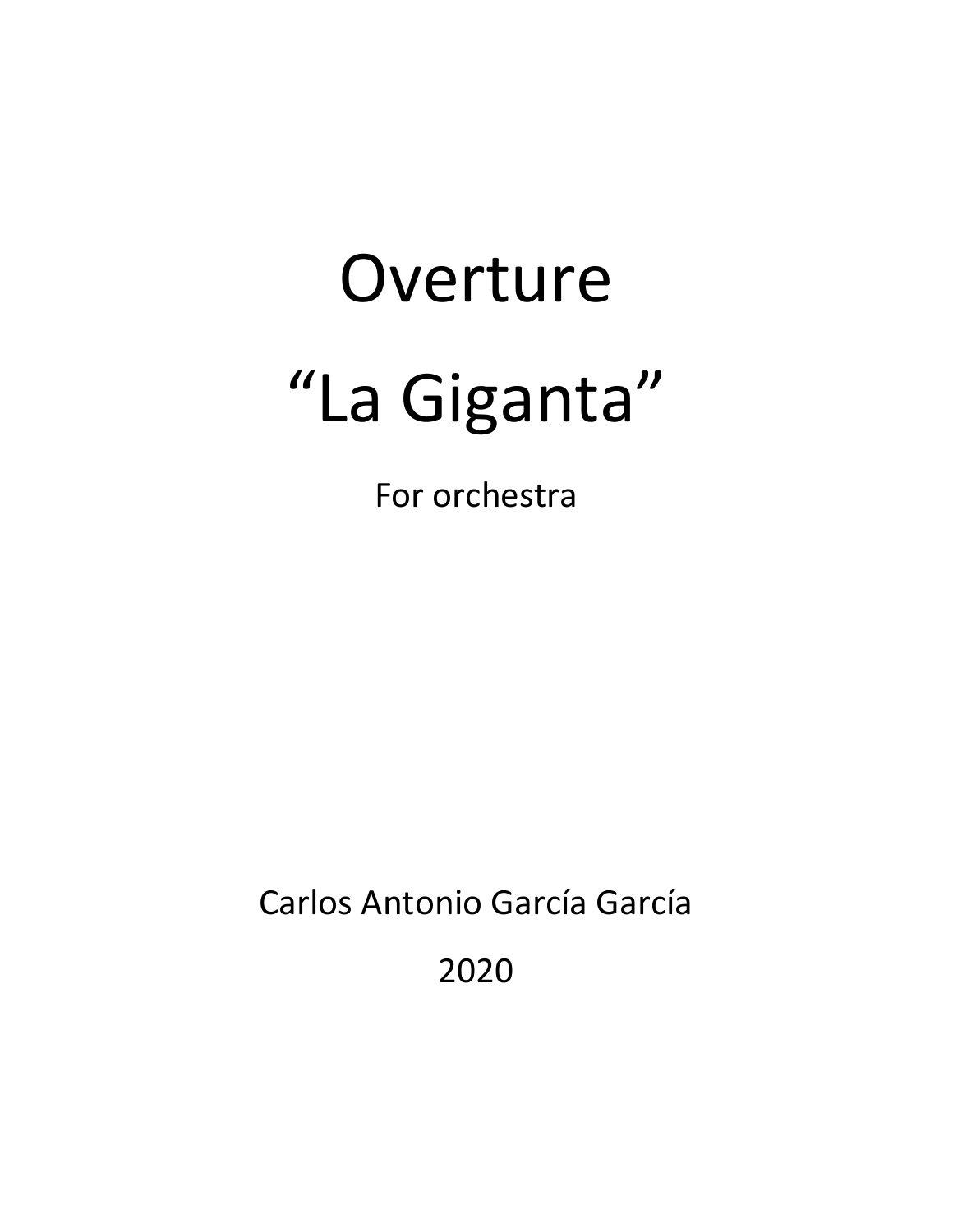# Overture

# “La Giganta”

For orchestra

Carlos Antonio García García

2020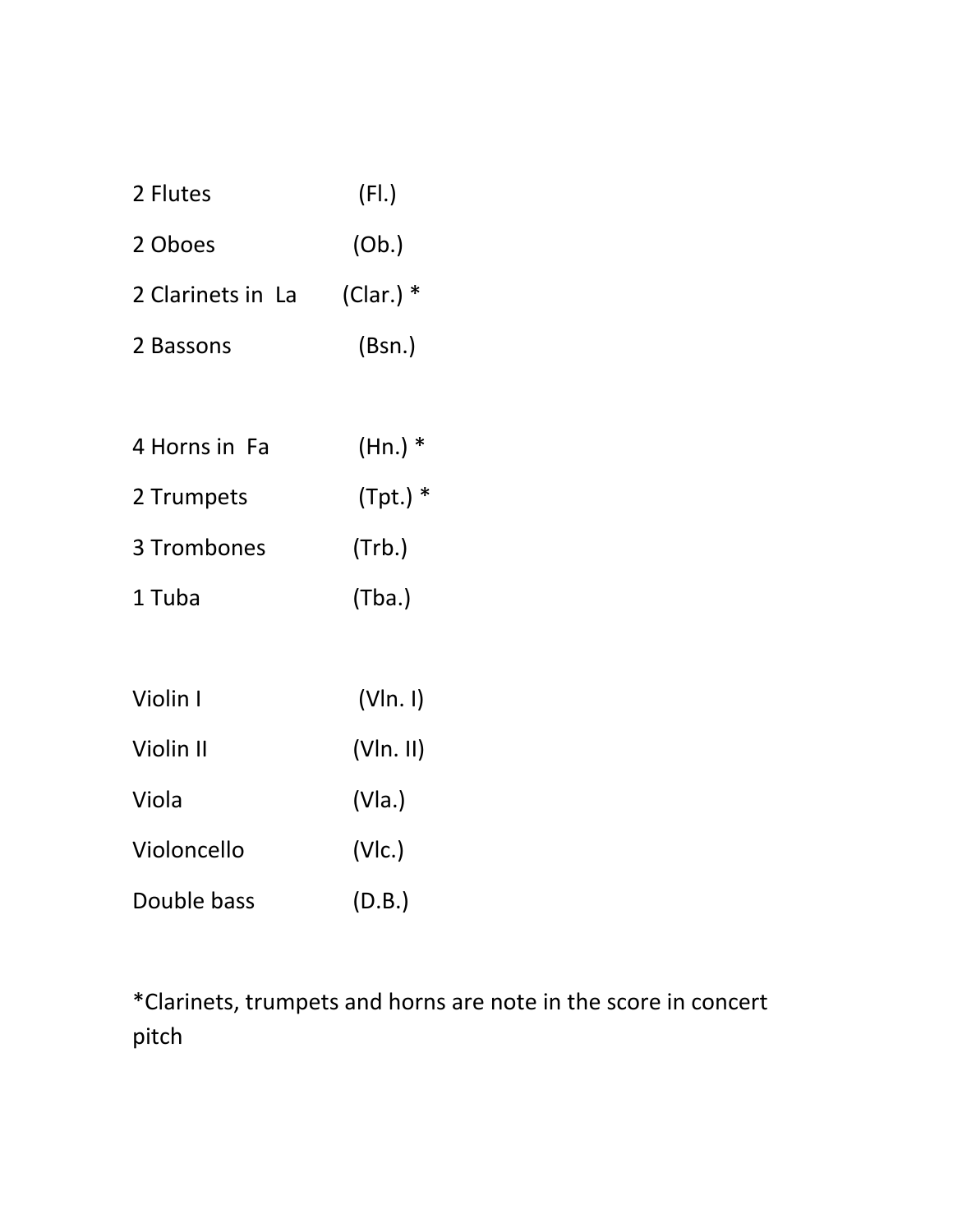2 Flutes (Fl.)

2 Oboes (Ob.)

2 Clarinets in La (Clar.) *

2 Bassons (Bsn.)

4 Horns in Fa (Hn.) *

2 Trumpets (Tpt.) *

3 Trombones (Trb.)

1 Tuba (Tba.)

Violin I (Vln. I)

Violin II (Vln. II)

Viola (Vla.)

Violoncello (Vlc.)

Double bass (D.B.)

*Clarinets, trumpets and horns are note in the score in concert pitch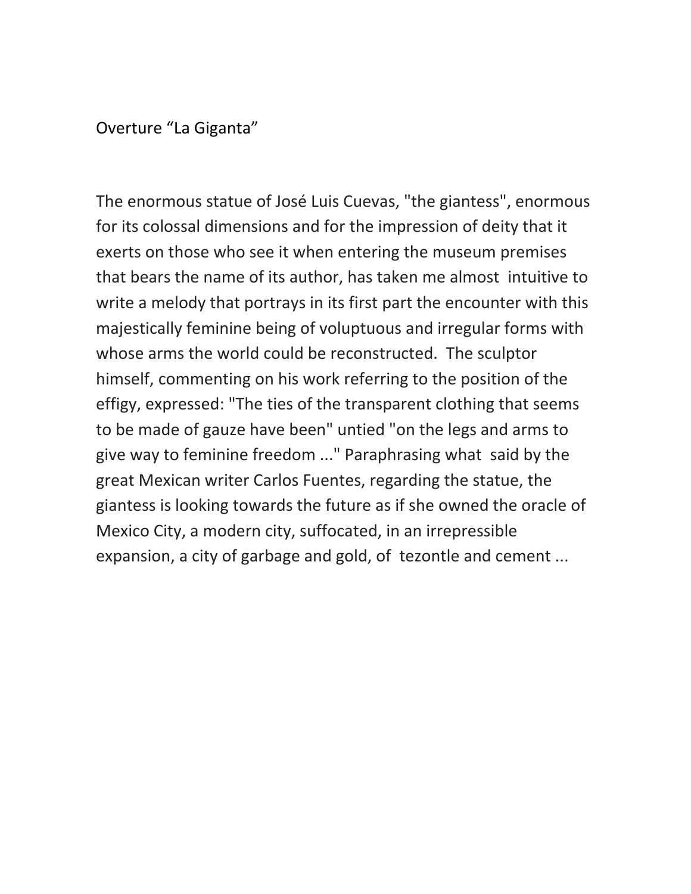## Overture “La Giganta”

The enormous statue of José Luis Cuevas, "the giantess", enormous for its colossal dimensions and for the impression of deity that it exerts on those who see it when entering the museum premises that bears the name of its author, has taken me almost intuitive to write a melody that portrays in its first part the encounter with this majestically feminine being of voluptuous and irregular forms with whose arms the world could be reconstructed. The sculptor himself, commenting on his work referring to the position of the effigy, expressed: "The ties of the transparent clothing that seems to be made of gauze have been" untied "on the legs and arms to give way to feminine freedom ..." Paraphrasing what said by the great Mexican writer Carlos Fuentes, regarding the statue, the giantess is looking towards the future as if she owned the oracle of Mexico City, a modern city, suffocated, in an irrepressible expansion, a city of garbage and gold, of tezontle and cement ...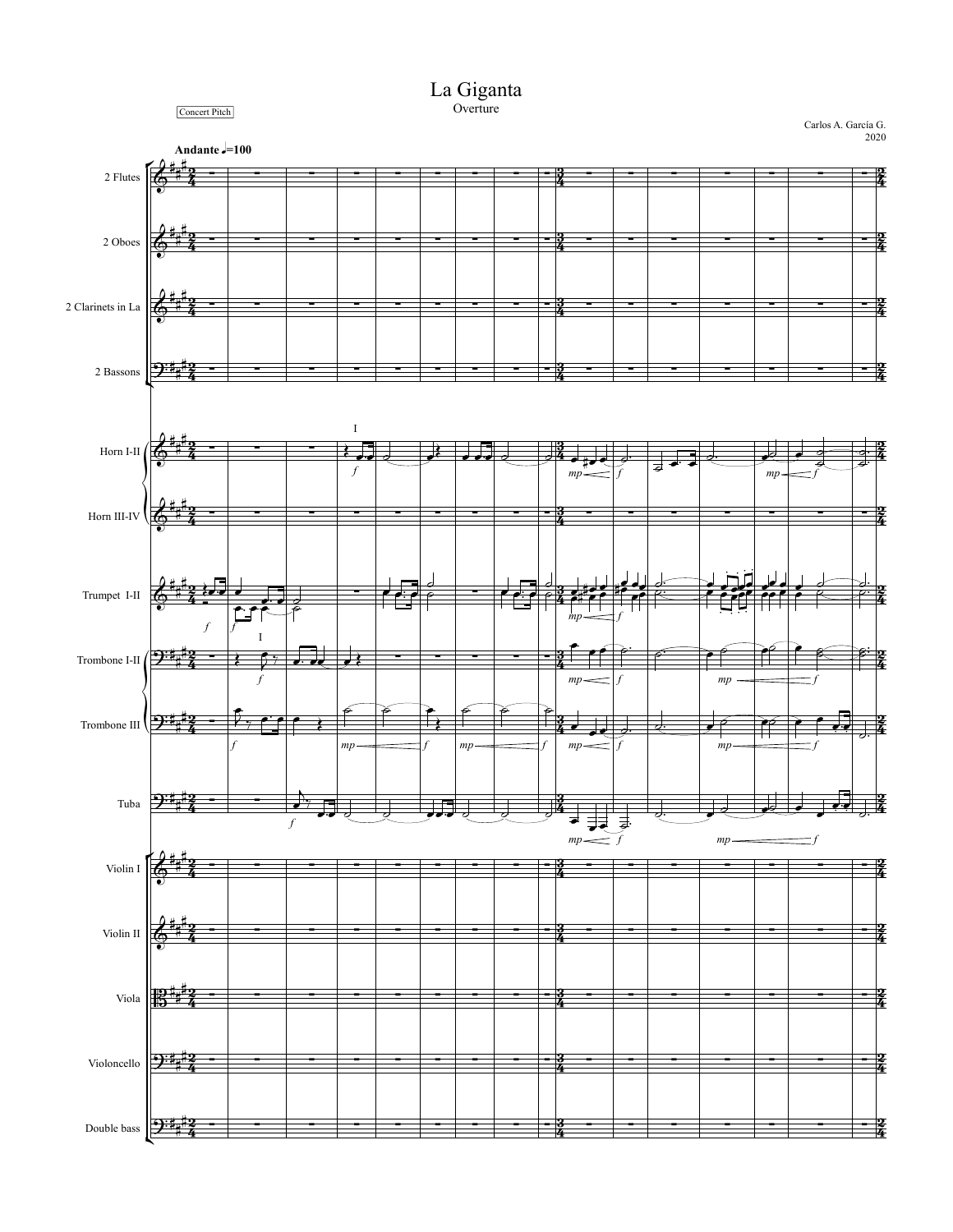# La Giganta

Overture

Concert Pitch

Carlos A. García G.
2020

**Andante** ♩=100

2 Flutes

2 Oboes

2 Clarinets in La

2 Bassons

Horn I-II

Horn III-IV

Trumpet I-II

Trombone I-II

Trombone III

Tuba

Violin I

Violin II

Viola

Violoncello

Double bass